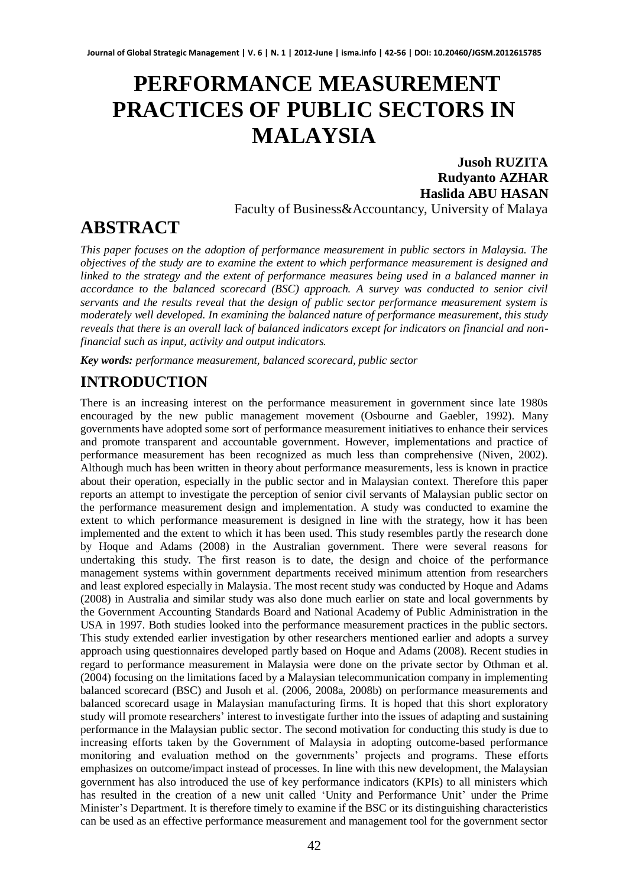# PERFORMANCE MEASUREMENT PRACTICES OF PUBLIC SECTORS IN MALAYSIA

**Jusoh RUZITA**
**Rudyanto AZHAR**
**Haslida ABU HASAN**
Faculty of Business&Accountancy, University of Malaya

## ABSTRACT

*This paper focuses on the adoption of performance measurement in public sectors in Malaysia. The objectives of the study are to examine the extent to which performance measurement is designed and linked to the strategy and the extent of performance measures being used in a balanced manner in accordance to the balanced scorecard (BSC) approach. A survey was conducted to senior civil servants and the results reveal that the design of public sector performance measurement system is moderately well developed. In examining the balanced nature of performance measurement, this study reveals that there is an overall lack of balanced indicators except for indicators on financial and non-financial such as input, activity and output indicators.*

***Key words:*** *performance measurement, balanced scorecard, public sector*

## INTRODUCTION

There is an increasing interest on the performance measurement in government since late 1980s encouraged by the new public management movement (Osbourne and Gaebler, 1992). Many governments have adopted some sort of performance measurement initiatives to enhance their services and promote transparent and accountable government. However, implementations and practice of performance measurement has been recognized as much less than comprehensive (Niven, 2002). Although much has been written in theory about performance measurements, less is known in practice about their operation, especially in the public sector and in Malaysian context. Therefore this paper reports an attempt to investigate the perception of senior civil servants of Malaysian public sector on the performance measurement design and implementation. A study was conducted to examine the extent to which performance measurement is designed in line with the strategy, how it has been implemented and the extent to which it has been used. This study resembles partly the research done by Hoque and Adams (2008) in the Australian government. There were several reasons for undertaking this study. The first reason is to date, the design and choice of the performance management systems within government departments received minimum attention from researchers and least explored especially in Malaysia. The most recent study was conducted by Hoque and Adams (2008) in Australia and similar study was also done much earlier on state and local governments by the Government Accounting Standards Board and National Academy of Public Administration in the USA in 1997. Both studies looked into the performance measurement practices in the public sectors. This study extended earlier investigation by other researchers mentioned earlier and adopts a survey approach using questionnaires developed partly based on Hoque and Adams (2008). Recent studies in regard to performance measurement in Malaysia were done on the private sector by Othman et al. (2004) focusing on the limitations faced by a Malaysian telecommunication company in implementing balanced scorecard (BSC) and Jusoh et al. (2006, 2008a, 2008b) on performance measurements and balanced scorecard usage in Malaysian manufacturing firms. It is hoped that this short exploratory study will promote researchers' interest to investigate further into the issues of adapting and sustaining performance in the Malaysian public sector. The second motivation for conducting this study is due to increasing efforts taken by the Government of Malaysia in adopting outcome-based performance monitoring and evaluation method on the governments' projects and programs. These efforts emphasizes on outcome/impact instead of processes. In line with this new development, the Malaysian government has also introduced the use of key performance indicators (KPIs) to all ministers which has resulted in the creation of a new unit called 'Unity and Performance Unit' under the Prime Minister's Department. It is therefore timely to examine if the BSC or its distinguishing characteristics can be used as an effective performance measurement and management tool for the government sector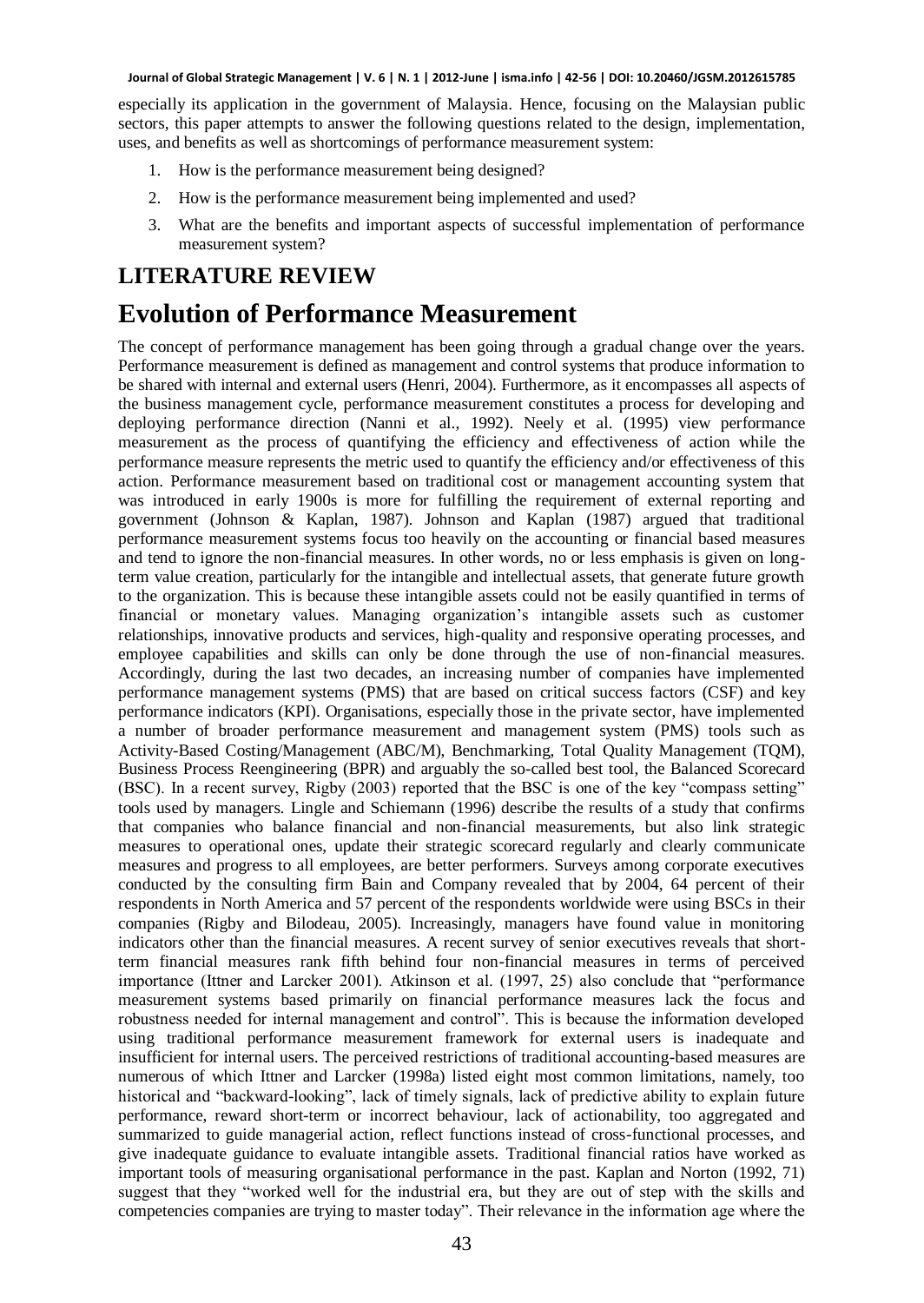especially its application in the government of Malaysia. Hence, focusing on the Malaysian public sectors, this paper attempts to answer the following questions related to the design, implementation, uses, and benefits as well as shortcomings of performance measurement system:

1. How is the performance measurement being designed?
2. How is the performance measurement being implemented and used?
3. What are the benefits and important aspects of successful implementation of performance measurement system?

## LITERATURE REVIEW

# Evolution of Performance Measurement

The concept of performance management has been going through a gradual change over the years. Performance measurement is defined as management and control systems that produce information to be shared with internal and external users (Henri, 2004). Furthermore, as it encompasses all aspects of the business management cycle, performance measurement constitutes a process for developing and deploying performance direction (Nanni et al., 1992). Neely et al. (1995) view performance measurement as the process of quantifying the efficiency and effectiveness of action while the performance measure represents the metric used to quantify the efficiency and/or effectiveness of this action. Performance measurement based on traditional cost or management accounting system that was introduced in early 1900s is more for fulfilling the requirement of external reporting and government (Johnson & Kaplan, 1987). Johnson and Kaplan (1987) argued that traditional performance measurement systems focus too heavily on the accounting or financial based measures and tend to ignore the non-financial measures. In other words, no or less emphasis is given on long-term value creation, particularly for the intangible and intellectual assets, that generate future growth to the organization. This is because these intangible assets could not be easily quantified in terms of financial or monetary values. Managing organization's intangible assets such as customer relationships, innovative products and services, high-quality and responsive operating processes, and employee capabilities and skills can only be done through the use of non-financial measures. Accordingly, during the last two decades, an increasing number of companies have implemented performance management systems (PMS) that are based on critical success factors (CSF) and key performance indicators (KPI). Organisations, especially those in the private sector, have implemented a number of broader performance measurement and management system (PMS) tools such as Activity-Based Costing/Management (ABC/M), Benchmarking, Total Quality Management (TQM), Business Process Reengineering (BPR) and arguably the so-called best tool, the Balanced Scorecard (BSC). In a recent survey, Rigby (2003) reported that the BSC is one of the key "compass setting" tools used by managers. Lingle and Schiemann (1996) describe the results of a study that confirms that companies who balance financial and non-financial measurements, but also link strategic measures to operational ones, update their strategic scorecard regularly and clearly communicate measures and progress to all employees, are better performers. Surveys among corporate executives conducted by the consulting firm Bain and Company revealed that by 2004, 64 percent of their respondents in North America and 57 percent of the respondents worldwide were using BSCs in their companies (Rigby and Bilodeau, 2005). Increasingly, managers have found value in monitoring indicators other than the financial measures. A recent survey of senior executives reveals that short-term financial measures rank fifth behind four non-financial measures in terms of perceived importance (Ittner and Larcker 2001). Atkinson et al. (1997, 25) also conclude that "performance measurement systems based primarily on financial performance measures lack the focus and robustness needed for internal management and control". This is because the information developed using traditional performance measurement framework for external users is inadequate and insufficient for internal users. The perceived restrictions of traditional accounting-based measures are numerous of which Ittner and Larcker (1998a) listed eight most common limitations, namely, too historical and "backward-looking", lack of timely signals, lack of predictive ability to explain future performance, reward short-term or incorrect behaviour, lack of actionability, too aggregated and summarized to guide managerial action, reflect functions instead of cross-functional processes, and give inadequate guidance to evaluate intangible assets. Traditional financial ratios have worked as important tools of measuring organisational performance in the past. Kaplan and Norton (1992, 71) suggest that they "worked well for the industrial era, but they are out of step with the skills and competencies companies are trying to master today". Their relevance in the information age where the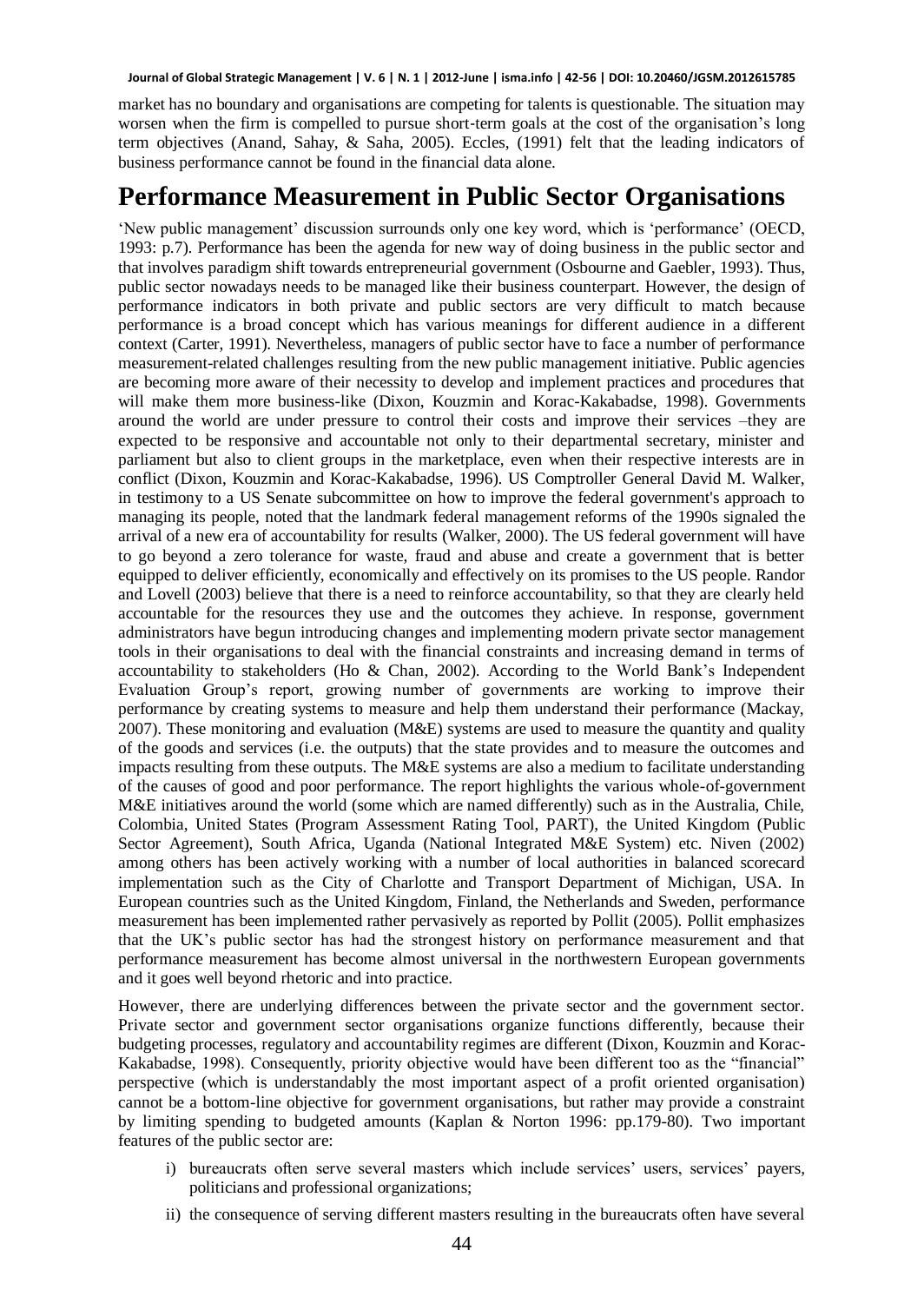market has no boundary and organisations are competing for talents is questionable. The situation may worsen when the firm is compelled to pursue short-term goals at the cost of the organisation's long term objectives (Anand, Sahay, & Saha, 2005). Eccles, (1991) felt that the leading indicators of business performance cannot be found in the financial data alone.

# Performance Measurement in Public Sector Organisations

'New public management' discussion surrounds only one key word, which is 'performance' (OECD, 1993: p.7). Performance has been the agenda for new way of doing business in the public sector and that involves paradigm shift towards entrepreneurial government (Osbourne and Gaebler, 1993). Thus, public sector nowadays needs to be managed like their business counterpart. However, the design of performance indicators in both private and public sectors are very difficult to match because performance is a broad concept which has various meanings for different audience in a different context (Carter, 1991). Nevertheless, managers of public sector have to face a number of performance measurement-related challenges resulting from the new public management initiative. Public agencies are becoming more aware of their necessity to develop and implement practices and procedures that will make them more business-like (Dixon, Kouzmin and Korac-Kakabadse, 1998). Governments around the world are under pressure to control their costs and improve their services –they are expected to be responsive and accountable not only to their departmental secretary, minister and parliament but also to client groups in the marketplace, even when their respective interests are in conflict (Dixon, Kouzmin and Korac-Kakabadse, 1996). US Comptroller General David M. Walker, in testimony to a US Senate subcommittee on how to improve the federal government's approach to managing its people, noted that the landmark federal management reforms of the 1990s signaled the arrival of a new era of accountability for results (Walker, 2000). The US federal government will have to go beyond a zero tolerance for waste, fraud and abuse and create a government that is better equipped to deliver efficiently, economically and effectively on its promises to the US people. Randor and Lovell (2003) believe that there is a need to reinforce accountability, so that they are clearly held accountable for the resources they use and the outcomes they achieve. In response, government administrators have begun introducing changes and implementing modern private sector management tools in their organisations to deal with the financial constraints and increasing demand in terms of accountability to stakeholders (Ho & Chan, 2002). According to the World Bank's Independent Evaluation Group's report, growing number of governments are working to improve their performance by creating systems to measure and help them understand their performance (Mackay, 2007). These monitoring and evaluation (M&E) systems are used to measure the quantity and quality of the goods and services (i.e. the outputs) that the state provides and to measure the outcomes and impacts resulting from these outputs. The M&E systems are also a medium to facilitate understanding of the causes of good and poor performance. The report highlights the various whole-of-government M&E initiatives around the world (some which are named differently) such as in the Australia, Chile, Colombia, United States (Program Assessment Rating Tool, PART), the United Kingdom (Public Sector Agreement), South Africa, Uganda (National Integrated M&E System) etc. Niven (2002) among others has been actively working with a number of local authorities in balanced scorecard implementation such as the City of Charlotte and Transport Department of Michigan, USA. In European countries such as the United Kingdom, Finland, the Netherlands and Sweden, performance measurement has been implemented rather pervasively as reported by Pollit (2005). Pollit emphasizes that the UK's public sector has had the strongest history on performance measurement and that performance measurement has become almost universal in the northwestern European governments and it goes well beyond rhetoric and into practice.

However, there are underlying differences between the private sector and the government sector. Private sector and government sector organisations organize functions differently, because their budgeting processes, regulatory and accountability regimes are different (Dixon, Kouzmin and Korac-Kakabadse, 1998). Consequently, priority objective would have been different too as the "financial" perspective (which is understandably the most important aspect of a profit oriented organisation) cannot be a bottom-line objective for government organisations, but rather may provide a constraint by limiting spending to budgeted amounts (Kaplan & Norton 1996: pp.179-80). Two important features of the public sector are:

i) bureaucrats often serve several masters which include services' users, services' payers, politicians and professional organizations;

ii) the consequence of serving different masters resulting in the bureaucrats often have several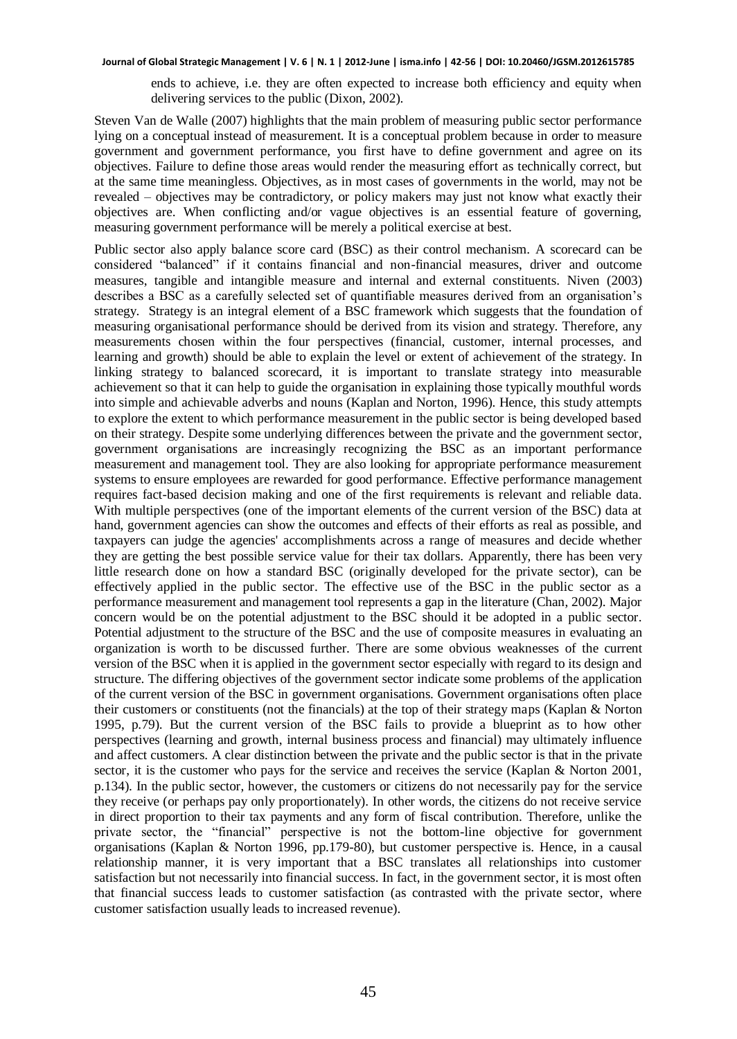ends to achieve, i.e. they are often expected to increase both efficiency and equity when delivering services to the public (Dixon, 2002).

Steven Van de Walle (2007) highlights that the main problem of measuring public sector performance lying on a conceptual instead of measurement. It is a conceptual problem because in order to measure government and government performance, you first have to define government and agree on its objectives. Failure to define those areas would render the measuring effort as technically correct, but at the same time meaningless. Objectives, as in most cases of governments in the world, may not be revealed – objectives may be contradictory, or policy makers may just not know what exactly their objectives are. When conflicting and/or vague objectives is an essential feature of governing, measuring government performance will be merely a political exercise at best.

Public sector also apply balance score card (BSC) as their control mechanism. A scorecard can be considered "balanced" if it contains financial and non-financial measures, driver and outcome measures, tangible and intangible measure and internal and external constituents. Niven (2003) describes a BSC as a carefully selected set of quantifiable measures derived from an organisation's strategy. Strategy is an integral element of a BSC framework which suggests that the foundation of measuring organisational performance should be derived from its vision and strategy. Therefore, any measurements chosen within the four perspectives (financial, customer, internal processes, and learning and growth) should be able to explain the level or extent of achievement of the strategy. In linking strategy to balanced scorecard, it is important to translate strategy into measurable achievement so that it can help to guide the organisation in explaining those typically mouthful words into simple and achievable adverbs and nouns (Kaplan and Norton, 1996). Hence, this study attempts to explore the extent to which performance measurement in the public sector is being developed based on their strategy. Despite some underlying differences between the private and the government sector, government organisations are increasingly recognizing the BSC as an important performance measurement and management tool. They are also looking for appropriate performance measurement systems to ensure employees are rewarded for good performance. Effective performance management requires fact-based decision making and one of the first requirements is relevant and reliable data. With multiple perspectives (one of the important elements of the current version of the BSC) data at hand, government agencies can show the outcomes and effects of their efforts as real as possible, and taxpayers can judge the agencies' accomplishments across a range of measures and decide whether they are getting the best possible service value for their tax dollars. Apparently, there has been very little research done on how a standard BSC (originally developed for the private sector), can be effectively applied in the public sector. The effective use of the BSC in the public sector as a performance measurement and management tool represents a gap in the literature (Chan, 2002). Major concern would be on the potential adjustment to the BSC should it be adopted in a public sector. Potential adjustment to the structure of the BSC and the use of composite measures in evaluating an organization is worth to be discussed further. There are some obvious weaknesses of the current version of the BSC when it is applied in the government sector especially with regard to its design and structure. The differing objectives of the government sector indicate some problems of the application of the current version of the BSC in government organisations. Government organisations often place their customers or constituents (not the financials) at the top of their strategy maps (Kaplan & Norton 1995, p.79). But the current version of the BSC fails to provide a blueprint as to how other perspectives (learning and growth, internal business process and financial) may ultimately influence and affect customers. A clear distinction between the private and the public sector is that in the private sector, it is the customer who pays for the service and receives the service (Kaplan & Norton 2001, p.134). In the public sector, however, the customers or citizens do not necessarily pay for the service they receive (or perhaps pay only proportionately). In other words, the citizens do not receive service in direct proportion to their tax payments and any form of fiscal contribution. Therefore, unlike the private sector, the "financial" perspective is not the bottom-line objective for government organisations (Kaplan & Norton 1996, pp.179-80), but customer perspective is. Hence, in a causal relationship manner, it is very important that a BSC translates all relationships into customer satisfaction but not necessarily into financial success. In fact, in the government sector, it is most often that financial success leads to customer satisfaction (as contrasted with the private sector, where customer satisfaction usually leads to increased revenue).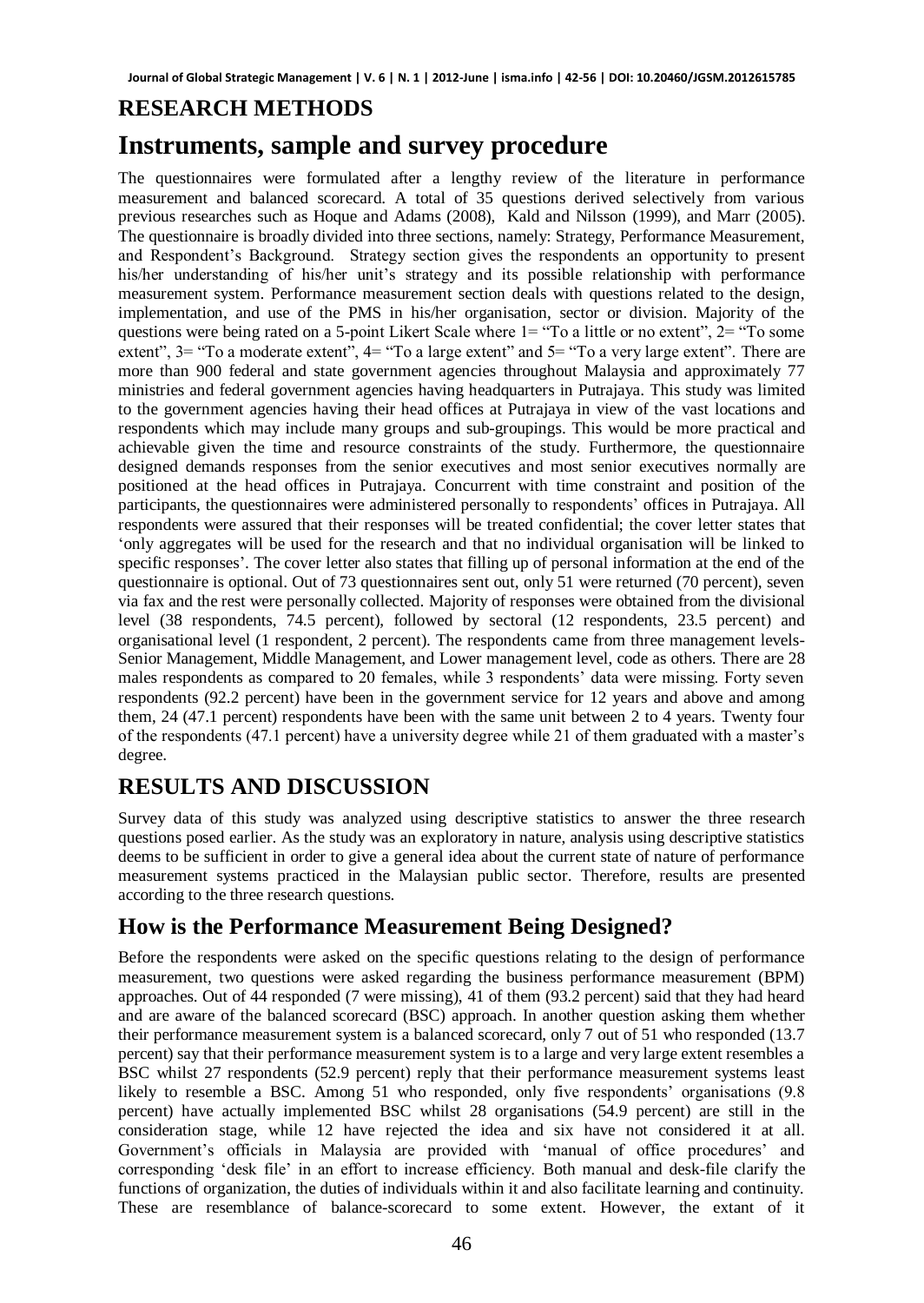## RESEARCH METHODS

## Instruments, sample and survey procedure

The questionnaires were formulated after a lengthy review of the literature in performance measurement and balanced scorecard. A total of 35 questions derived selectively from various previous researches such as Hoque and Adams (2008), Kald and Nilsson (1999), and Marr (2005). The questionnaire is broadly divided into three sections, namely: Strategy, Performance Measurement, and Respondent's Background. Strategy section gives the respondents an opportunity to present his/her understanding of his/her unit's strategy and its possible relationship with performance measurement system. Performance measurement section deals with questions related to the design, implementation, and use of the PMS in his/her organisation, sector or division. Majority of the questions were being rated on a 5-point Likert Scale where 1= "To a little or no extent", 2= "To some extent", 3= "To a moderate extent", 4= "To a large extent" and 5= "To a very large extent". There are more than 900 federal and state government agencies throughout Malaysia and approximately 77 ministries and federal government agencies having headquarters in Putrajaya. This study was limited to the government agencies having their head offices at Putrajaya in view of the vast locations and respondents which may include many groups and sub-groupings. This would be more practical and achievable given the time and resource constraints of the study. Furthermore, the questionnaire designed demands responses from the senior executives and most senior executives normally are positioned at the head offices in Putrajaya. Concurrent with time constraint and position of the participants, the questionnaires were administered personally to respondents' offices in Putrajaya. All respondents were assured that their responses will be treated confidential; the cover letter states that 'only aggregates will be used for the research and that no individual organisation will be linked to specific responses'. The cover letter also states that filling up of personal information at the end of the questionnaire is optional. Out of 73 questionnaires sent out, only 51 were returned (70 percent), seven via fax and the rest were personally collected. Majority of responses were obtained from the divisional level (38 respondents, 74.5 percent), followed by sectoral (12 respondents, 23.5 percent) and organisational level (1 respondent, 2 percent). The respondents came from three management levels-Senior Management, Middle Management, and Lower management level, code as others. There are 28 males respondents as compared to 20 females, while 3 respondents' data were missing. Forty seven respondents (92.2 percent) have been in the government service for 12 years and above and among them, 24 (47.1 percent) respondents have been with the same unit between 2 to 4 years. Twenty four of the respondents (47.1 percent) have a university degree while 21 of them graduated with a master's degree.

## RESULTS AND DISCUSSION

Survey data of this study was analyzed using descriptive statistics to answer the three research questions posed earlier. As the study was an exploratory in nature, analysis using descriptive statistics deems to be sufficient in order to give a general idea about the current state of nature of performance measurement systems practiced in the Malaysian public sector. Therefore, results are presented according to the three research questions.

## How is the Performance Measurement Being Designed?

Before the respondents were asked on the specific questions relating to the design of performance measurement, two questions were asked regarding the business performance measurement (BPM) approaches. Out of 44 responded (7 were missing), 41 of them (93.2 percent) said that they had heard and are aware of the balanced scorecard (BSC) approach. In another question asking them whether their performance measurement system is a balanced scorecard, only 7 out of 51 who responded (13.7 percent) say that their performance measurement system is to a large and very large extent resembles a BSC whilst 27 respondents (52.9 percent) reply that their performance measurement systems least likely to resemble a BSC. Among 51 who responded, only five respondents' organisations (9.8 percent) have actually implemented BSC whilst 28 organisations (54.9 percent) are still in the consideration stage, while 12 have rejected the idea and six have not considered it at all. Government's officials in Malaysia are provided with 'manual of office procedures' and corresponding 'desk file' in an effort to increase efficiency. Both manual and desk-file clarify the functions of organization, the duties of individuals within it and also facilitate learning and continuity. These are resemblance of balance-scorecard to some extent. However, the extant of it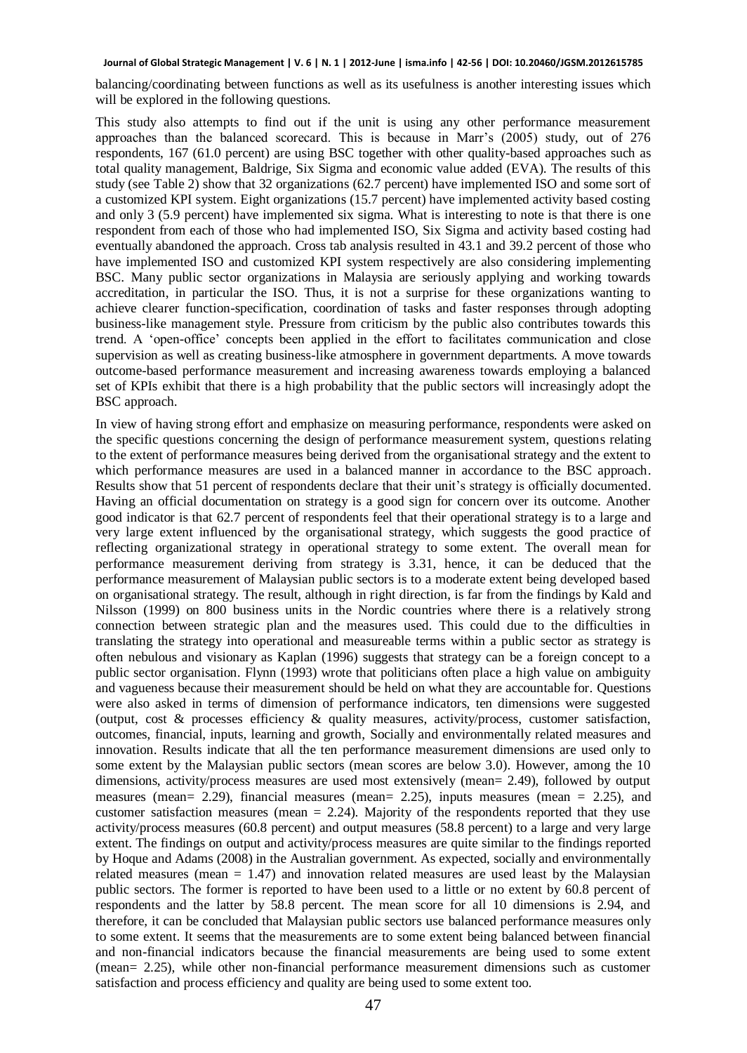balancing/coordinating between functions as well as its usefulness is another interesting issues which will be explored in the following questions.

This study also attempts to find out if the unit is using any other performance measurement approaches than the balanced scorecard. This is because in Marr's (2005) study, out of 276 respondents, 167 (61.0 percent) are using BSC together with other quality-based approaches such as total quality management, Baldrige, Six Sigma and economic value added (EVA). The results of this study (see Table 2) show that 32 organizations (62.7 percent) have implemented ISO and some sort of a customized KPI system. Eight organizations (15.7 percent) have implemented activity based costing and only 3 (5.9 percent) have implemented six sigma. What is interesting to note is that there is one respondent from each of those who had implemented ISO, Six Sigma and activity based costing had eventually abandoned the approach. Cross tab analysis resulted in 43.1 and 39.2 percent of those who have implemented ISO and customized KPI system respectively are also considering implementing BSC. Many public sector organizations in Malaysia are seriously applying and working towards accreditation, in particular the ISO. Thus, it is not a surprise for these organizations wanting to achieve clearer function-specification, coordination of tasks and faster responses through adopting business-like management style. Pressure from criticism by the public also contributes towards this trend. A 'open-office' concepts been applied in the effort to facilitates communication and close supervision as well as creating business-like atmosphere in government departments. A move towards outcome-based performance measurement and increasing awareness towards employing a balanced set of KPIs exhibit that there is a high probability that the public sectors will increasingly adopt the BSC approach.

In view of having strong effort and emphasize on measuring performance, respondents were asked on the specific questions concerning the design of performance measurement system, questions relating to the extent of performance measures being derived from the organisational strategy and the extent to which performance measures are used in a balanced manner in accordance to the BSC approach. Results show that 51 percent of respondents declare that their unit's strategy is officially documented. Having an official documentation on strategy is a good sign for concern over its outcome. Another good indicator is that 62.7 percent of respondents feel that their operational strategy is to a large and very large extent influenced by the organisational strategy, which suggests the good practice of reflecting organizational strategy in operational strategy to some extent. The overall mean for performance measurement deriving from strategy is 3.31, hence, it can be deduced that the performance measurement of Malaysian public sectors is to a moderate extent being developed based on organisational strategy. The result, although in right direction, is far from the findings by Kald and Nilsson (1999) on 800 business units in the Nordic countries where there is a relatively strong connection between strategic plan and the measures used. This could due to the difficulties in translating the strategy into operational and measureable terms within a public sector as strategy is often nebulous and visionary as Kaplan (1996) suggests that strategy can be a foreign concept to a public sector organisation. Flynn (1993) wrote that politicians often place a high value on ambiguity and vagueness because their measurement should be held on what they are accountable for. Questions were also asked in terms of dimension of performance indicators, ten dimensions were suggested (output, cost & processes efficiency & quality measures, activity/process, customer satisfaction, outcomes, financial, inputs, learning and growth, Socially and environmentally related measures and innovation. Results indicate that all the ten performance measurement dimensions are used only to some extent by the Malaysian public sectors (mean scores are below 3.0). However, among the 10 dimensions, activity/process measures are used most extensively (mean= 2.49), followed by output measures (mean= 2.29), financial measures (mean= 2.25), inputs measures (mean = 2.25), and customer satisfaction measures (mean = 2.24). Majority of the respondents reported that they use activity/process measures (60.8 percent) and output measures (58.8 percent) to a large and very large extent. The findings on output and activity/process measures are quite similar to the findings reported by Hoque and Adams (2008) in the Australian government. As expected, socially and environmentally related measures (mean = 1.47) and innovation related measures are used least by the Malaysian public sectors. The former is reported to have been used to a little or no extent by 60.8 percent of respondents and the latter by 58.8 percent. The mean score for all 10 dimensions is 2.94, and therefore, it can be concluded that Malaysian public sectors use balanced performance measures only to some extent. It seems that the measurements are to some extent being balanced between financial and non-financial indicators because the financial measurements are being used to some extent (mean= 2.25), while other non-financial performance measurement dimensions such as customer satisfaction and process efficiency and quality are being used to some extent too.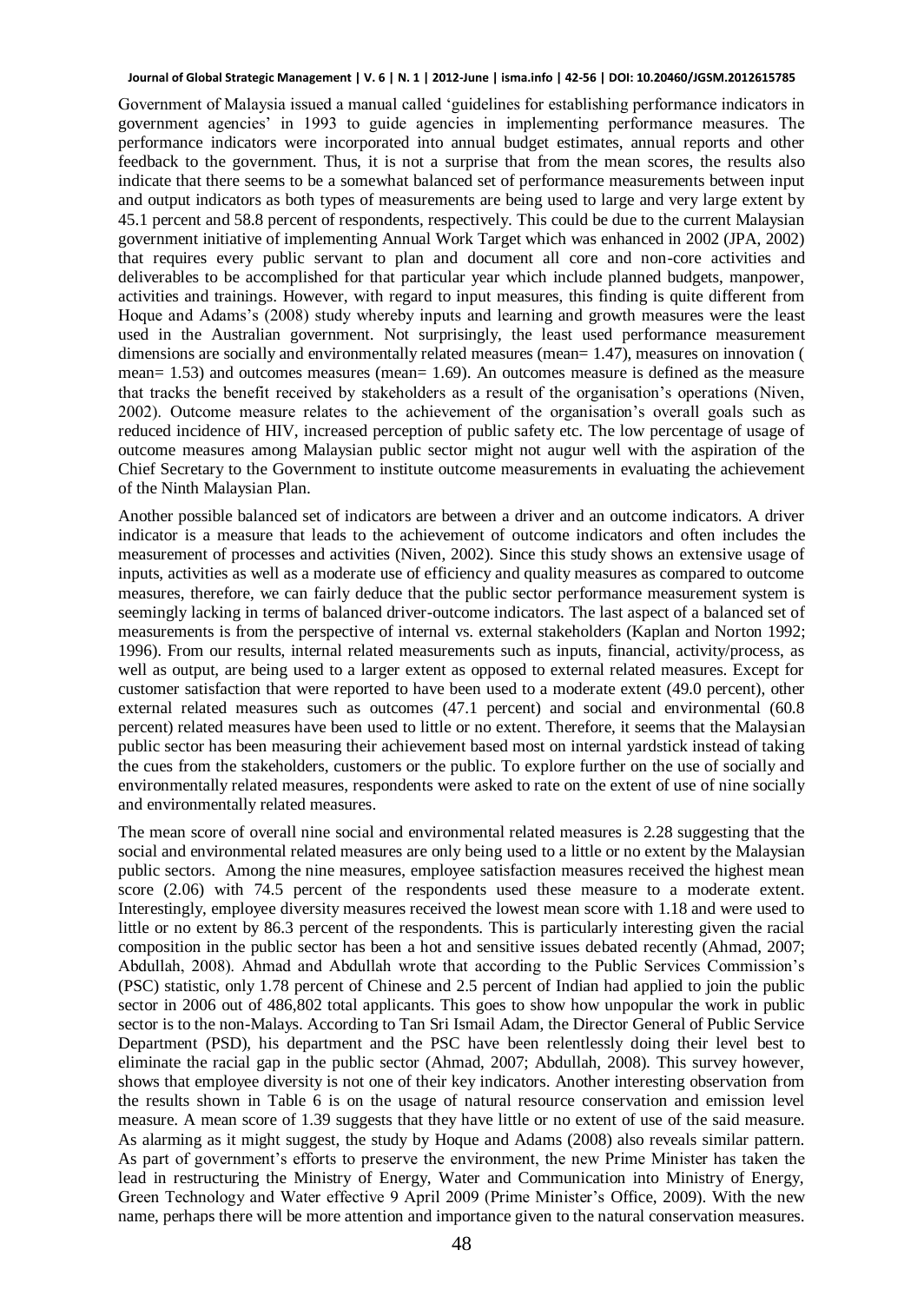Government of Malaysia issued a manual called 'guidelines for establishing performance indicators in government agencies' in 1993 to guide agencies in implementing performance measures. The performance indicators were incorporated into annual budget estimates, annual reports and other feedback to the government. Thus, it is not a surprise that from the mean scores, the results also indicate that there seems to be a somewhat balanced set of performance measurements between input and output indicators as both types of measurements are being used to large and very large extent by 45.1 percent and 58.8 percent of respondents, respectively. This could be due to the current Malaysian government initiative of implementing Annual Work Target which was enhanced in 2002 (JPA, 2002) that requires every public servant to plan and document all core and non-core activities and deliverables to be accomplished for that particular year which include planned budgets, manpower, activities and trainings. However, with regard to input measures, this finding is quite different from Hoque and Adams's (2008) study whereby inputs and learning and growth measures were the least used in the Australian government. Not surprisingly, the least used performance measurement dimensions are socially and environmentally related measures (mean= 1.47), measures on innovation ( mean= 1.53) and outcomes measures (mean= 1.69). An outcomes measure is defined as the measure that tracks the benefit received by stakeholders as a result of the organisation's operations (Niven, 2002). Outcome measure relates to the achievement of the organisation's overall goals such as reduced incidence of HIV, increased perception of public safety etc. The low percentage of usage of outcome measures among Malaysian public sector might not augur well with the aspiration of the Chief Secretary to the Government to institute outcome measurements in evaluating the achievement of the Ninth Malaysian Plan.

Another possible balanced set of indicators are between a driver and an outcome indicators. A driver indicator is a measure that leads to the achievement of outcome indicators and often includes the measurement of processes and activities (Niven, 2002). Since this study shows an extensive usage of inputs, activities as well as a moderate use of efficiency and quality measures as compared to outcome measures, therefore, we can fairly deduce that the public sector performance measurement system is seemingly lacking in terms of balanced driver-outcome indicators. The last aspect of a balanced set of measurements is from the perspective of internal vs. external stakeholders (Kaplan and Norton 1992; 1996). From our results, internal related measurements such as inputs, financial, activity/process, as well as output, are being used to a larger extent as opposed to external related measures. Except for customer satisfaction that were reported to have been used to a moderate extent (49.0 percent), other external related measures such as outcomes (47.1 percent) and social and environmental (60.8 percent) related measures have been used to little or no extent. Therefore, it seems that the Malaysian public sector has been measuring their achievement based most on internal yardstick instead of taking the cues from the stakeholders, customers or the public. To explore further on the use of socially and environmentally related measures, respondents were asked to rate on the extent of use of nine socially and environmentally related measures.

The mean score of overall nine social and environmental related measures is 2.28 suggesting that the social and environmental related measures are only being used to a little or no extent by the Malaysian public sectors. Among the nine measures, employee satisfaction measures received the highest mean score (2.06) with 74.5 percent of the respondents used these measure to a moderate extent. Interestingly, employee diversity measures received the lowest mean score with 1.18 and were used to little or no extent by 86.3 percent of the respondents. This is particularly interesting given the racial composition in the public sector has been a hot and sensitive issues debated recently (Ahmad, 2007; Abdullah, 2008). Ahmad and Abdullah wrote that according to the Public Services Commission's (PSC) statistic, only 1.78 percent of Chinese and 2.5 percent of Indian had applied to join the public sector in 2006 out of 486,802 total applicants. This goes to show how unpopular the work in public sector is to the non-Malays. According to Tan Sri Ismail Adam, the Director General of Public Service Department (PSD), his department and the PSC have been relentlessly doing their level best to eliminate the racial gap in the public sector (Ahmad, 2007; Abdullah, 2008). This survey however, shows that employee diversity is not one of their key indicators. Another interesting observation from the results shown in Table 6 is on the usage of natural resource conservation and emission level measure. A mean score of 1.39 suggests that they have little or no extent of use of the said measure. As alarming as it might suggest, the study by Hoque and Adams (2008) also reveals similar pattern. As part of government's efforts to preserve the environment, the new Prime Minister has taken the lead in restructuring the Ministry of Energy, Water and Communication into Ministry of Energy, Green Technology and Water effective 9 April 2009 (Prime Minister's Office, 2009). With the new name, perhaps there will be more attention and importance given to the natural conservation measures.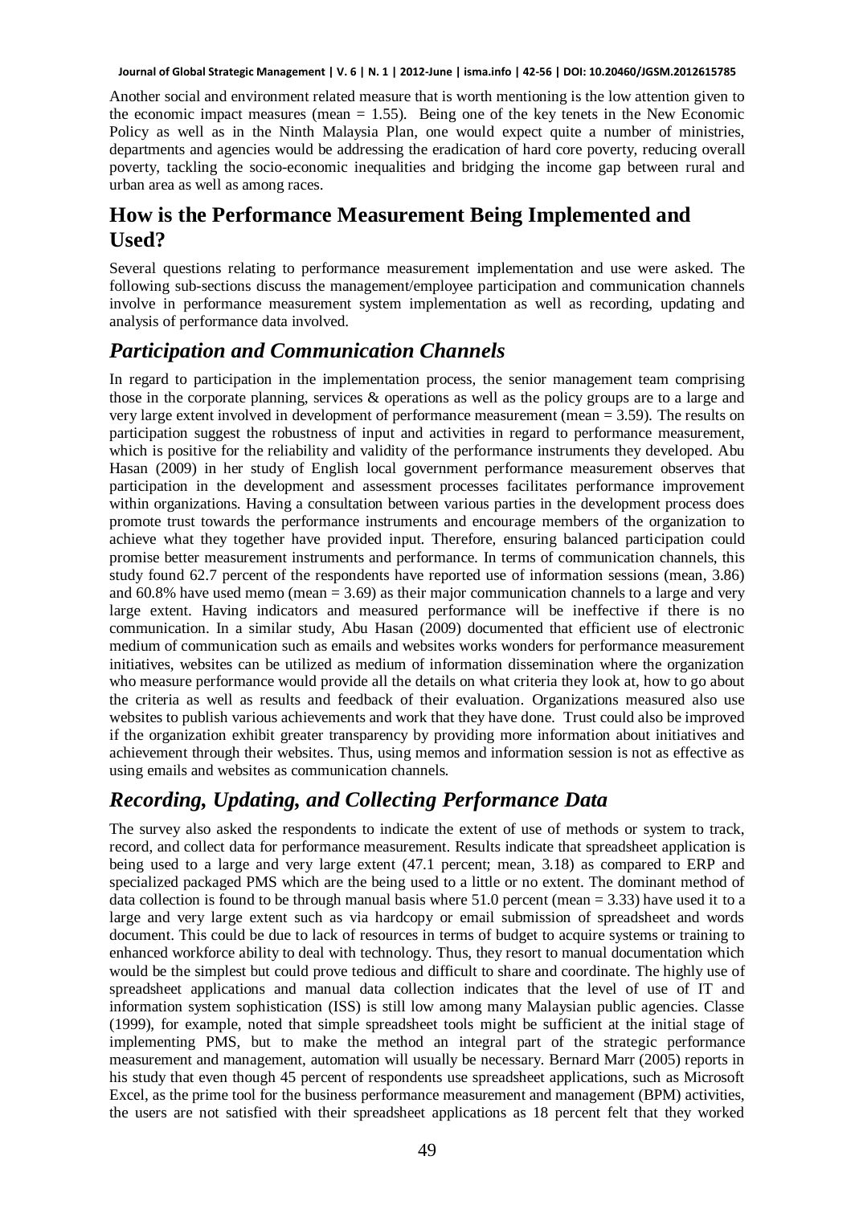Another social and environment related measure that is worth mentioning is the low attention given to the economic impact measures (mean = 1.55). Being one of the key tenets in the New Economic Policy as well as in the Ninth Malaysia Plan, one would expect quite a number of ministries, departments and agencies would be addressing the eradication of hard core poverty, reducing overall poverty, tackling the socio-economic inequalities and bridging the income gap between rural and urban area as well as among races.

## How is the Performance Measurement Being Implemented and Used?

Several questions relating to performance measurement implementation and use were asked. The following sub-sections discuss the management/employee participation and communication channels involve in performance measurement system implementation as well as recording, updating and analysis of performance data involved.

### *Participation and Communication Channels*

In regard to participation in the implementation process, the senior management team comprising those in the corporate planning, services & operations as well as the policy groups are to a large and very large extent involved in development of performance measurement (mean = 3.59). The results on participation suggest the robustness of input and activities in regard to performance measurement, which is positive for the reliability and validity of the performance instruments they developed. Abu Hasan (2009) in her study of English local government performance measurement observes that participation in the development and assessment processes facilitates performance improvement within organizations. Having a consultation between various parties in the development process does promote trust towards the performance instruments and encourage members of the organization to achieve what they together have provided input. Therefore, ensuring balanced participation could promise better measurement instruments and performance. In terms of communication channels, this study found 62.7 percent of the respondents have reported use of information sessions (mean, 3.86) and 60.8% have used memo (mean = 3.69) as their major communication channels to a large and very large extent. Having indicators and measured performance will be ineffective if there is no communication. In a similar study, Abu Hasan (2009) documented that efficient use of electronic medium of communication such as emails and websites works wonders for performance measurement initiatives, websites can be utilized as medium of information dissemination where the organization who measure performance would provide all the details on what criteria they look at, how to go about the criteria as well as results and feedback of their evaluation. Organizations measured also use websites to publish various achievements and work that they have done. Trust could also be improved if the organization exhibit greater transparency by providing more information about initiatives and achievement through their websites. Thus, using memos and information session is not as effective as using emails and websites as communication channels.

### *Recording, Updating, and Collecting Performance Data*

The survey also asked the respondents to indicate the extent of use of methods or system to track, record, and collect data for performance measurement. Results indicate that spreadsheet application is being used to a large and very large extent (47.1 percent; mean, 3.18) as compared to ERP and specialized packaged PMS which are the being used to a little or no extent. The dominant method of data collection is found to be through manual basis where 51.0 percent (mean = 3.33) have used it to a large and very large extent such as via hardcopy or email submission of spreadsheet and words document. This could be due to lack of resources in terms of budget to acquire systems or training to enhanced workforce ability to deal with technology. Thus, they resort to manual documentation which would be the simplest but could prove tedious and difficult to share and coordinate. The highly use of spreadsheet applications and manual data collection indicates that the level of use of IT and information system sophistication (ISS) is still low among many Malaysian public agencies. Classe (1999), for example, noted that simple spreadsheet tools might be sufficient at the initial stage of implementing PMS, but to make the method an integral part of the strategic performance measurement and management, automation will usually be necessary. Bernard Marr (2005) reports in his study that even though 45 percent of respondents use spreadsheet applications, such as Microsoft Excel, as the prime tool for the business performance measurement and management (BPM) activities, the users are not satisfied with their spreadsheet applications as 18 percent felt that they worked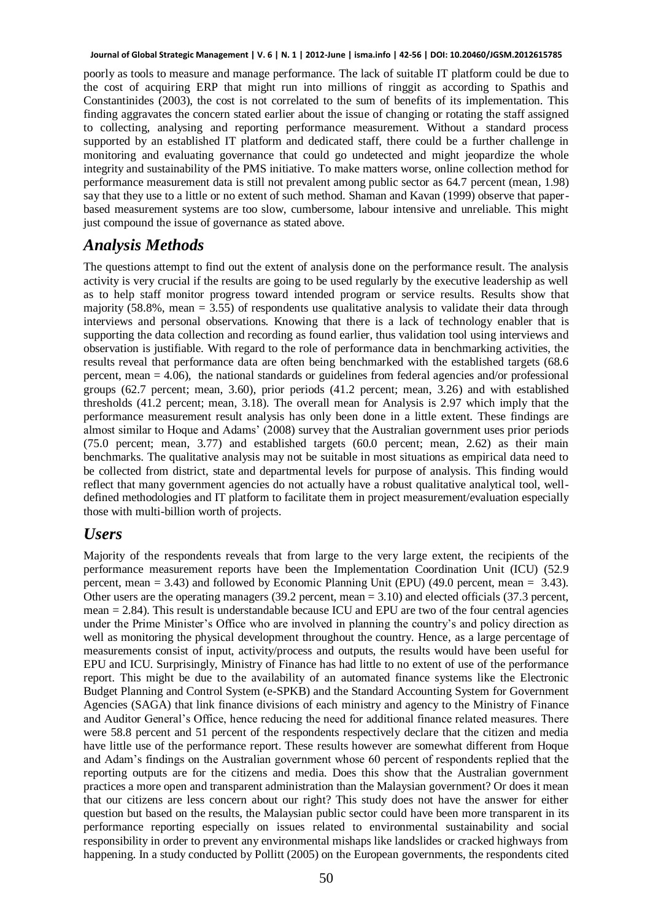poorly as tools to measure and manage performance. The lack of suitable IT platform could be due to the cost of acquiring ERP that might run into millions of ringgit as according to Spathis and Constantinides (2003), the cost is not correlated to the sum of benefits of its implementation. This finding aggravates the concern stated earlier about the issue of changing or rotating the staff assigned to collecting, analysing and reporting performance measurement. Without a standard process supported by an established IT platform and dedicated staff, there could be a further challenge in monitoring and evaluating governance that could go undetected and might jeopardize the whole integrity and sustainability of the PMS initiative. To make matters worse, online collection method for performance measurement data is still not prevalent among public sector as 64.7 percent (mean, 1.98) say that they use to a little or no extent of such method. Shaman and Kavan (1999) observe that paper-based measurement systems are too slow, cumbersome, labour intensive and unreliable. This might just compound the issue of governance as stated above.

## *Analysis Methods*

The questions attempt to find out the extent of analysis done on the performance result. The analysis activity is very crucial if the results are going to be used regularly by the executive leadership as well as to help staff monitor progress toward intended program or service results. Results show that majority (58.8%, mean = 3.55) of respondents use qualitative analysis to validate their data through interviews and personal observations. Knowing that there is a lack of technology enabler that is supporting the data collection and recording as found earlier, thus validation tool using interviews and observation is justifiable. With regard to the role of performance data in benchmarking activities, the results reveal that performance data are often being benchmarked with the established targets (68.6 percent, mean = 4.06), the national standards or guidelines from federal agencies and/or professional groups (62.7 percent; mean, 3.60), prior periods (41.2 percent; mean, 3.26) and with established thresholds (41.2 percent; mean, 3.18). The overall mean for Analysis is 2.97 which imply that the performance measurement result analysis has only been done in a little extent. These findings are almost similar to Hoque and Adams' (2008) survey that the Australian government uses prior periods (75.0 percent; mean, 3.77) and established targets (60.0 percent; mean, 2.62) as their main benchmarks. The qualitative analysis may not be suitable in most situations as empirical data need to be collected from district, state and departmental levels for purpose of analysis. This finding would reflect that many government agencies do not actually have a robust qualitative analytical tool, well-defined methodologies and IT platform to facilitate them in project measurement/evaluation especially those with multi-billion worth of projects.

## *Users*

Majority of the respondents reveals that from large to the very large extent, the recipients of the performance measurement reports have been the Implementation Coordination Unit (ICU) (52.9 percent, mean = 3.43) and followed by Economic Planning Unit (EPU) (49.0 percent, mean = 3.43). Other users are the operating managers (39.2 percent, mean = 3.10) and elected officials (37.3 percent, mean = 2.84). This result is understandable because ICU and EPU are two of the four central agencies under the Prime Minister's Office who are involved in planning the country's and policy direction as well as monitoring the physical development throughout the country. Hence, as a large percentage of measurements consist of input, activity/process and outputs, the results would have been useful for EPU and ICU. Surprisingly, Ministry of Finance has had little to no extent of use of the performance report. This might be due to the availability of an automated finance systems like the Electronic Budget Planning and Control System (e-SPKB) and the Standard Accounting System for Government Agencies (SAGA) that link finance divisions of each ministry and agency to the Ministry of Finance and Auditor General's Office, hence reducing the need for additional finance related measures. There were 58.8 percent and 51 percent of the respondents respectively declare that the citizen and media have little use of the performance report. These results however are somewhat different from Hoque and Adam's findings on the Australian government whose 60 percent of respondents replied that the reporting outputs are for the citizens and media. Does this show that the Australian government practices a more open and transparent administration than the Malaysian government? Or does it mean that our citizens are less concern about our right? This study does not have the answer for either question but based on the results, the Malaysian public sector could have been more transparent in its performance reporting especially on issues related to environmental sustainability and social responsibility in order to prevent any environmental mishaps like landslides or cracked highways from happening. In a study conducted by Pollitt (2005) on the European governments, the respondents cited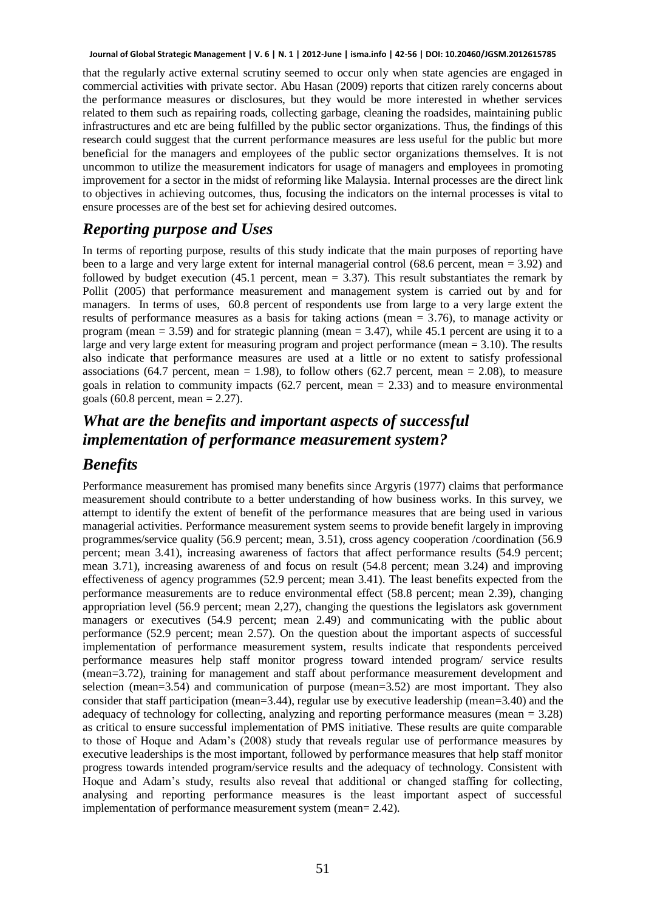that the regularly active external scrutiny seemed to occur only when state agencies are engaged in commercial activities with private sector. Abu Hasan (2009) reports that citizen rarely concerns about the performance measures or disclosures, but they would be more interested in whether services related to them such as repairing roads, collecting garbage, cleaning the roadsides, maintaining public infrastructures and etc are being fulfilled by the public sector organizations. Thus, the findings of this research could suggest that the current performance measures are less useful for the public but more beneficial for the managers and employees of the public sector organizations themselves. It is not uncommon to utilize the measurement indicators for usage of managers and employees in promoting improvement for a sector in the midst of reforming like Malaysia. Internal processes are the direct link to objectives in achieving outcomes, thus, focusing the indicators on the internal processes is vital to ensure processes are of the best set for achieving desired outcomes.

## *Reporting purpose and Uses*

In terms of reporting purpose, results of this study indicate that the main purposes of reporting have been to a large and very large extent for internal managerial control (68.6 percent, mean = 3.92) and followed by budget execution (45.1 percent, mean = 3.37). This result substantiates the remark by Pollit (2005) that performance measurement and management system is carried out by and for managers. In terms of uses, 60.8 percent of respondents use from large to a very large extent the results of performance measures as a basis for taking actions (mean = 3.76), to manage activity or program (mean = 3.59) and for strategic planning (mean = 3.47), while 45.1 percent are using it to a large and very large extent for measuring program and project performance (mean = 3.10). The results also indicate that performance measures are used at a little or no extent to satisfy professional associations (64.7 percent, mean = 1.98), to follow others (62.7 percent, mean = 2.08), to measure goals in relation to community impacts (62.7 percent, mean = 2.33) and to measure environmental goals (60.8 percent, mean = 2.27).

## *What are the benefits and important aspects of successful implementation of performance measurement system?*

## *Benefits*

Performance measurement has promised many benefits since Argyris (1977) claims that performance measurement should contribute to a better understanding of how business works. In this survey, we attempt to identify the extent of benefit of the performance measures that are being used in various managerial activities. Performance measurement system seems to provide benefit largely in improving programmes/service quality (56.9 percent; mean, 3.51), cross agency cooperation /coordination (56.9 percent; mean 3.41), increasing awareness of factors that affect performance results (54.9 percent; mean 3.71), increasing awareness of and focus on result (54.8 percent; mean 3.24) and improving effectiveness of agency programmes (52.9 percent; mean 3.41). The least benefits expected from the performance measurements are to reduce environmental effect (58.8 percent; mean 2.39), changing appropriation level (56.9 percent; mean 2,27), changing the questions the legislators ask government managers or executives (54.9 percent; mean 2.49) and communicating with the public about performance (52.9 percent; mean 2.57). On the question about the important aspects of successful implementation of performance measurement system, results indicate that respondents perceived performance measures help staff monitor progress toward intended program/ service results (mean=3.72), training for management and staff about performance measurement development and selection (mean=3.54) and communication of purpose (mean=3.52) are most important. They also consider that staff participation (mean=3.44), regular use by executive leadership (mean=3.40) and the adequacy of technology for collecting, analyzing and reporting performance measures (mean = 3.28) as critical to ensure successful implementation of PMS initiative. These results are quite comparable to those of Hoque and Adam's (2008) study that reveals regular use of performance measures by executive leaderships is the most important, followed by performance measures that help staff monitor progress towards intended program/service results and the adequacy of technology. Consistent with Hoque and Adam's study, results also reveal that additional or changed staffing for collecting, analysing and reporting performance measures is the least important aspect of successful implementation of performance measurement system (mean= 2.42).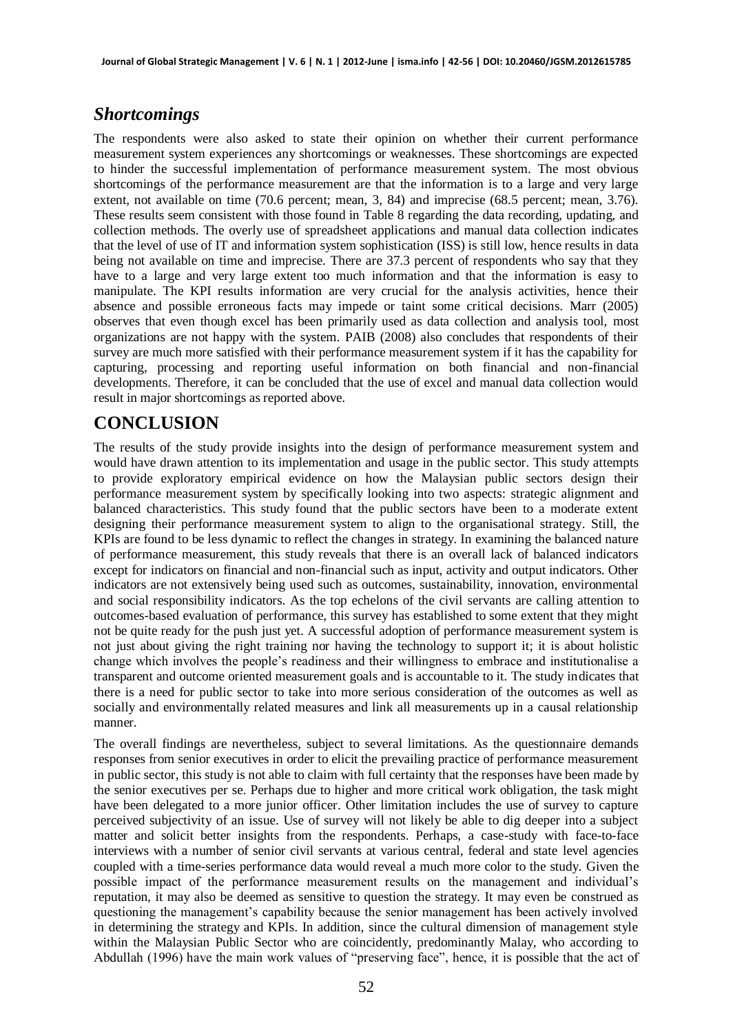## *Shortcomings*

The respondents were also asked to state their opinion on whether their current performance measurement system experiences any shortcomings or weaknesses. These shortcomings are expected to hinder the successful implementation of performance measurement system. The most obvious shortcomings of the performance measurement are that the information is to a large and very large extent, not available on time (70.6 percent; mean, 3, 84) and imprecise (68.5 percent; mean, 3.76). These results seem consistent with those found in Table 8 regarding the data recording, updating, and collection methods. The overly use of spreadsheet applications and manual data collection indicates that the level of use of IT and information system sophistication (ISS) is still low, hence results in data being not available on time and imprecise. There are 37.3 percent of respondents who say that they have to a large and very large extent too much information and that the information is easy to manipulate. The KPI results information are very crucial for the analysis activities, hence their absence and possible erroneous facts may impede or taint some critical decisions. Marr (2005) observes that even though excel has been primarily used as data collection and analysis tool, most organizations are not happy with the system. PAIB (2008) also concludes that respondents of their survey are much more satisfied with their performance measurement system if it has the capability for capturing, processing and reporting useful information on both financial and non-financial developments. Therefore, it can be concluded that the use of excel and manual data collection would result in major shortcomings as reported above.

# CONCLUSION

The results of the study provide insights into the design of performance measurement system and would have drawn attention to its implementation and usage in the public sector. This study attempts to provide exploratory empirical evidence on how the Malaysian public sectors design their performance measurement system by specifically looking into two aspects: strategic alignment and balanced characteristics. This study found that the public sectors have been to a moderate extent designing their performance measurement system to align to the organisational strategy. Still, the KPIs are found to be less dynamic to reflect the changes in strategy. In examining the balanced nature of performance measurement, this study reveals that there is an overall lack of balanced indicators except for indicators on financial and non-financial such as input, activity and output indicators. Other indicators are not extensively being used such as outcomes, sustainability, innovation, environmental and social responsibility indicators. As the top echelons of the civil servants are calling attention to outcomes-based evaluation of performance, this survey has established to some extent that they might not be quite ready for the push just yet. A successful adoption of performance measurement system is not just about giving the right training nor having the technology to support it; it is about holistic change which involves the people's readiness and their willingness to embrace and institutionalise a transparent and outcome oriented measurement goals and is accountable to it. The study indicates that there is a need for public sector to take into more serious consideration of the outcomes as well as socially and environmentally related measures and link all measurements up in a causal relationship manner.

The overall findings are nevertheless, subject to several limitations. As the questionnaire demands responses from senior executives in order to elicit the prevailing practice of performance measurement in public sector, this study is not able to claim with full certainty that the responses have been made by the senior executives per se. Perhaps due to higher and more critical work obligation, the task might have been delegated to a more junior officer. Other limitation includes the use of survey to capture perceived subjectivity of an issue. Use of survey will not likely be able to dig deeper into a subject matter and solicit better insights from the respondents. Perhaps, a case-study with face-to-face interviews with a number of senior civil servants at various central, federal and state level agencies coupled with a time-series performance data would reveal a much more color to the study. Given the possible impact of the performance measurement results on the management and individual's reputation, it may also be deemed as sensitive to question the strategy. It may even be construed as questioning the management's capability because the senior management has been actively involved in determining the strategy and KPIs. In addition, since the cultural dimension of management style within the Malaysian Public Sector who are coincidently, predominantly Malay, who according to Abdullah (1996) have the main work values of "preserving face", hence, it is possible that the act of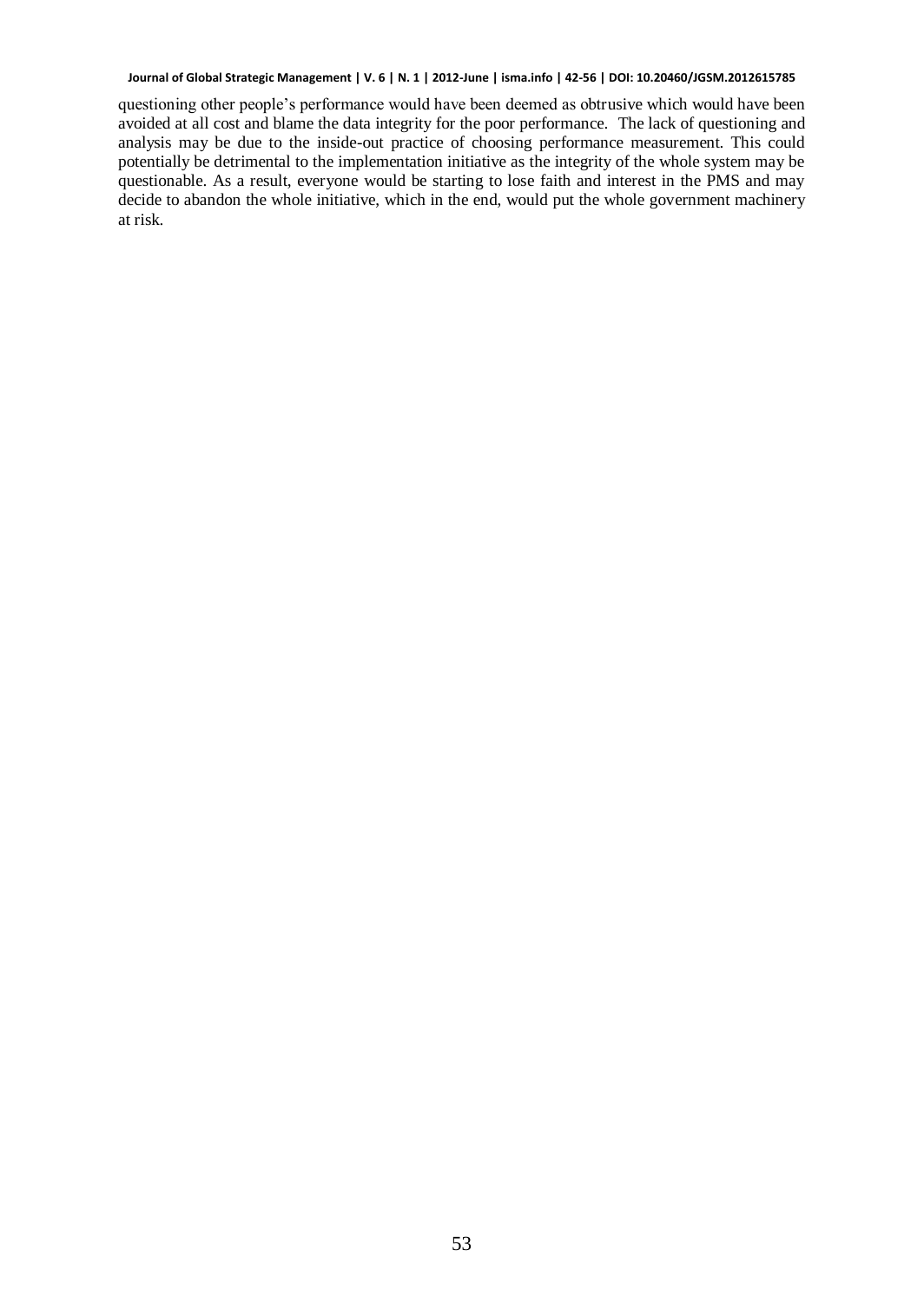questioning other people's performance would have been deemed as obtrusive which would have been avoided at all cost and blame the data integrity for the poor performance. The lack of questioning and analysis may be due to the inside-out practice of choosing performance measurement. This could potentially be detrimental to the implementation initiative as the integrity of the whole system may be questionable. As a result, everyone would be starting to lose faith and interest in the PMS and may decide to abandon the whole initiative, which in the end, would put the whole government machinery at risk.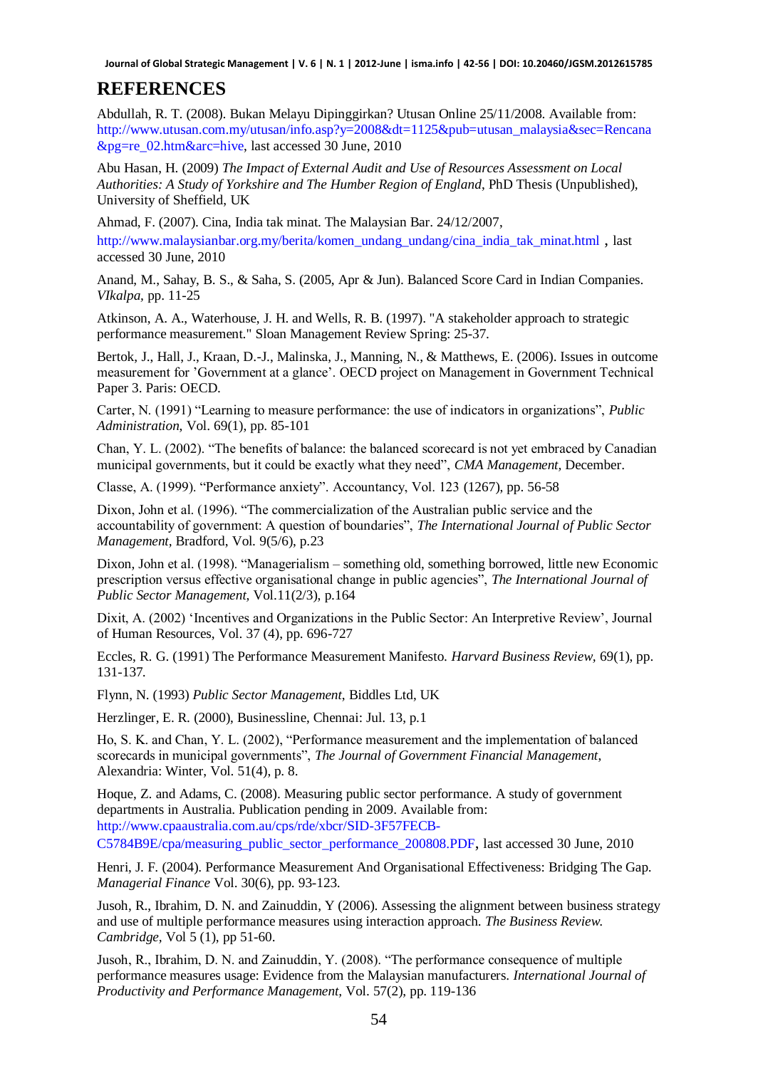# REFERENCES

Abdullah, R. T. (2008). Bukan Melayu Dipinggirkan? Utusan Online 25/11/2008. Available from: http://www.utusan.com.my/utusan/info.asp?y=2008&dt=1125&pub=utusan_malaysia&sec=Rencana&pg=re_02.htm&arc=hive, last accessed 30 June, 2010

Abu Hasan, H. (2009) *The Impact of External Audit and Use of Resources Assessment on Local Authorities: A Study of Yorkshire and The Humber Region of England*, PhD Thesis (Unpublished), University of Sheffield, UK

Ahmad, F. (2007). Cina, India tak minat. The Malaysian Bar. 24/12/2007, http://www.malaysianbar.org.my/berita/komen_undang_undang/cina_india_tak_minat.html , last accessed 30 June, 2010

Anand, M., Sahay, B. S., & Saha, S. (2005, Apr & Jun). Balanced Score Card in Indian Companies. *VIkalpa*, pp. 11-25

Atkinson, A. A., Waterhouse, J. H. and Wells, R. B. (1997). "A stakeholder approach to strategic performance measurement." Sloan Management Review Spring: 25-37.

Bertok, J., Hall, J., Kraan, D.-J., Malinska, J., Manning, N., & Matthews, E. (2006). Issues in outcome measurement for 'Government at a glance'. OECD project on Management in Government Technical Paper 3. Paris: OECD.

Carter, N. (1991) "Learning to measure performance: the use of indicators in organizations", *Public Administration*, Vol. 69(1), pp. 85-101

Chan, Y. L. (2002). "The benefits of balance: the balanced scorecard is not yet embraced by Canadian municipal governments, but it could be exactly what they need", *CMA Management*, December.

Classe, A. (1999). "Performance anxiety". Accountancy, Vol. 123 (1267), pp. 56-58

Dixon, John et al. (1996). "The commercialization of the Australian public service and the accountability of government: A question of boundaries", *The International Journal of Public Sector Management*, Bradford, Vol. 9(5/6), p.23

Dixon, John et al. (1998). "Managerialism – something old, something borrowed, little new Economic prescription versus effective organisational change in public agencies", *The International Journal of Public Sector Management*, Vol.11(2/3), p.164

Dixit, A. (2002) 'Incentives and Organizations in the Public Sector: An Interpretive Review', Journal of Human Resources, Vol. 37 (4), pp. 696-727

Eccles, R. G. (1991) The Performance Measurement Manifesto. *Harvard Business Review*, 69(1), pp. 131-137.

Flynn, N. (1993) *Public Sector Management*, Biddles Ltd, UK

Herzlinger, E. R. (2000), Businessline, Chennai: Jul. 13, p.1

Ho, S. K. and Chan, Y. L. (2002), "Performance measurement and the implementation of balanced scorecards in municipal governments", *The Journal of Government Financial Management*, Alexandria: Winter, Vol. 51(4), p. 8.

Hoque, Z. and Adams, C. (2008). Measuring public sector performance. A study of government departments in Australia. Publication pending in 2009. Available from: http://www.cpaaustralia.com.au/cps/rde/xbcr/SID-3F57FECB-C5784B9E/cpa/measuring_public_sector_performance_200808.PDF, last accessed 30 June, 2010

Henri, J. F. (2004). Performance Measurement And Organisational Effectiveness: Bridging The Gap. *Managerial Finance* Vol. 30(6), pp. 93-123.

Jusoh, R., Ibrahim, D. N. and Zainuddin, Y (2006). Assessing the alignment between business strategy and use of multiple performance measures using interaction approach. *The Business Review. Cambridge*, Vol 5 (1), pp 51-60.

Jusoh, R., Ibrahim, D. N. and Zainuddin, Y. (2008). "The performance consequence of multiple performance measures usage: Evidence from the Malaysian manufacturers. *International Journal of Productivity and Performance Management*, Vol. 57(2), pp. 119-136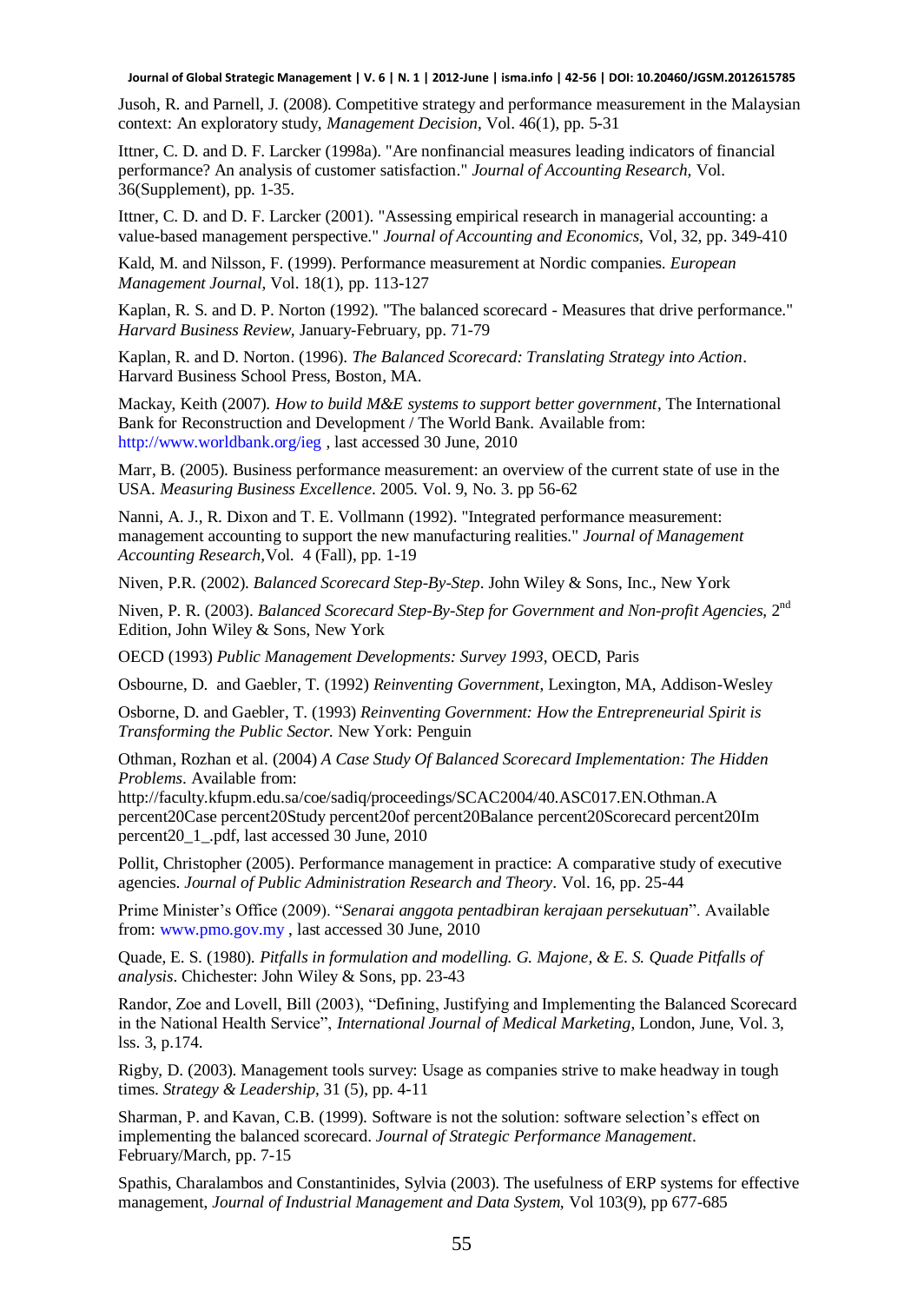Jusoh, R. and Parnell, J. (2008). Competitive strategy and performance measurement in the Malaysian context: An exploratory study, *Management Decision*, Vol. 46(1), pp. 5-31

Ittner, C. D. and D. F. Larcker (1998a). "Are nonfinancial measures leading indicators of financial performance? An analysis of customer satisfaction." *Journal of Accounting Research,* Vol. 36(Supplement), pp. 1-35.

Ittner, C. D. and D. F. Larcker (2001). "Assessing empirical research in managerial accounting: a value-based management perspective." *Journal of Accounting and Economics,* Vol, 32, pp. 349-410

Kald, M. and Nilsson, F. (1999). Performance measurement at Nordic companies. *European Management Journal*, Vol. 18(1), pp. 113-127

Kaplan, R. S. and D. P. Norton (1992). "The balanced scorecard - Measures that drive performance." *Harvard Business Review*, January-February, pp. 71-79

Kaplan, R. and D. Norton. (1996). *The Balanced Scorecard: Translating Strategy into Action*. Harvard Business School Press, Boston, MA.

Mackay, Keith (2007). *How to build M&E systems to support better government*, The International Bank for Reconstruction and Development / The World Bank. Available from: http://www.worldbank.org/ieg , last accessed 30 June, 2010

Marr, B. (2005). Business performance measurement: an overview of the current state of use in the USA. *Measuring Business Excellence*. 2005. Vol. 9, No. 3. pp 56-62

Nanni, A. J., R. Dixon and T. E. Vollmann (1992). "Integrated performance measurement: management accounting to support the new manufacturing realities." *Journal of Management Accounting Research,*Vol. 4 (Fall), pp. 1-19

Niven, P.R. (2002). *Balanced Scorecard Step-By-Step*. John Wiley & Sons, Inc., New York

Niven, P. R. (2003). *Balanced Scorecard Step-By-Step for Government and Non-profit Agencies*, 2nd Edition, John Wiley & Sons, New York

OECD (1993) *Public Management Developments: Survey 1993*, OECD, Paris

Osbourne, D. and Gaebler, T. (1992) *Reinventing Government*, Lexington, MA, Addison-Wesley

Osborne, D. and Gaebler, T. (1993) *Reinventing Government: How the Entrepreneurial Spirit is Transforming the Public Sector.* New York: Penguin

Othman, Rozhan et al. (2004) *A Case Study Of Balanced Scorecard Implementation: The Hidden Problems*. Available from: http://faculty.kfupm.edu.sa/coe/sadiq/proceedings/SCAC2004/40.ASC017.EN.Othman.A percent20Case percent20Study percent20of percent20Balance percent20Scorecard percent20Im percent20_1_.pdf, last accessed 30 June, 2010

Pollit, Christopher (2005). Performance management in practice: A comparative study of executive agencies. *Journal of Public Administration Research and Theory*. Vol. 16, pp. 25-44

Prime Minister's Office (2009). "*Senarai anggota pentadbiran kerajaan persekutuan*". Available from: www.pmo.gov.my , last accessed 30 June, 2010

Quade, E. S. (1980). *Pitfalls in formulation and modelling. G. Majone, & E. S. Quade Pitfalls of analysis*. Chichester: John Wiley & Sons, pp. 23-43

Randor, Zoe and Lovell, Bill (2003), "Defining, Justifying and Implementing the Balanced Scorecard in the National Health Service", *International Journal of Medical Marketing*, London, June, Vol. 3, Iss. 3, p.174.

Rigby, D. (2003). Management tools survey: Usage as companies strive to make headway in tough times. *Strategy & Leadership*, 31 (5), pp. 4-11

Sharman, P. and Kavan, C.B. (1999). Software is not the solution: software selection's effect on implementing the balanced scorecard. *Journal of Strategic Performance Management*. February/March, pp. 7-15

Spathis, Charalambos and Constantinides, Sylvia (2003). The usefulness of ERP systems for effective management, *Journal of Industrial Management and Data System,* Vol 103(9), pp 677-685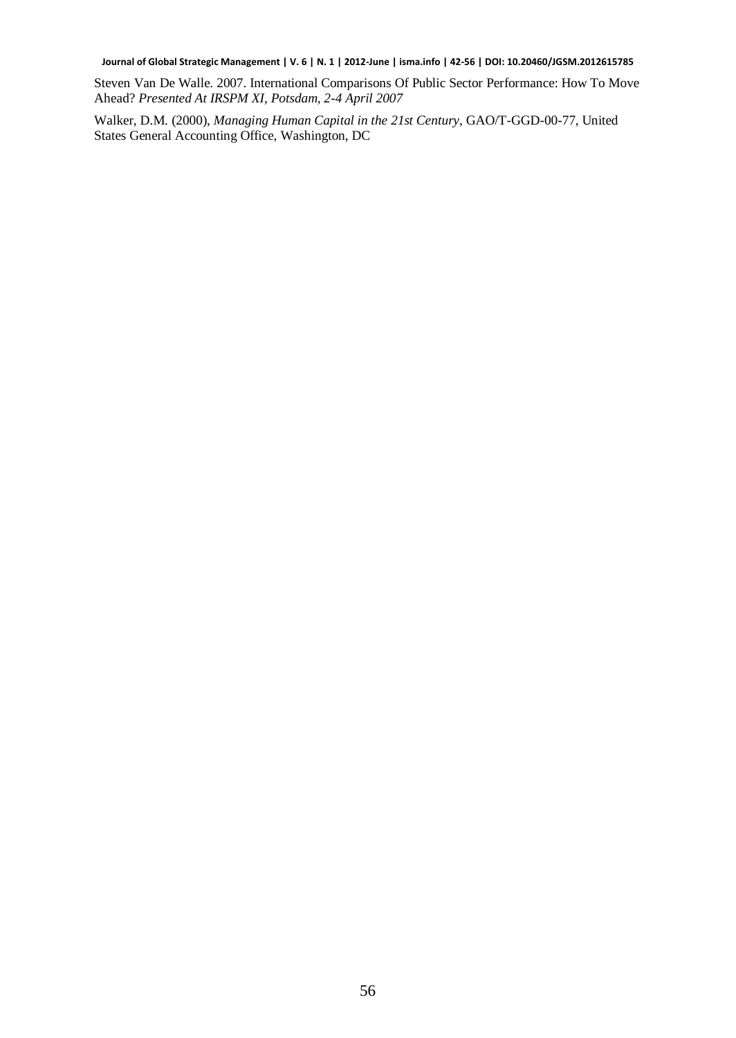Steven Van De Walle. 2007. International Comparisons Of Public Sector Performance: How To Move Ahead? *Presented At IRSPM XI, Potsdam, 2-4 April 2007*

Walker, D.M. (2000), *Managing Human Capital in the 21st Century*, GAO/T-GGD-00-77, United States General Accounting Office, Washington, DC